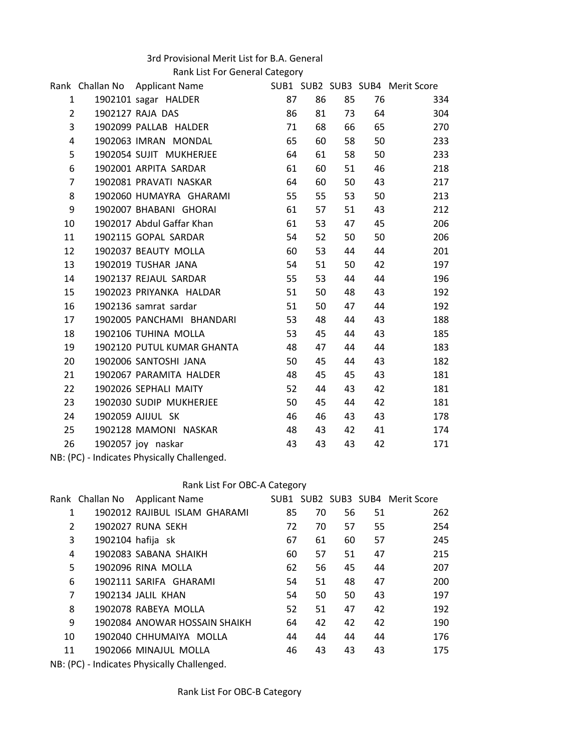# 3rd Provisional Merit List for B.A. General

## Rank List For General Category

| Rank | Challan No | Applicant Name | SUB1 | SUB2 | SUB3 | SUB4 | Merit Score |
|---|---|---|---|---|---|---|---|
| 1 | 1902101 | sagar HALDER | 87 | 86 | 85 | 76 | 334 |
| 2 | 1902127 | RAJA DAS | 86 | 81 | 73 | 64 | 304 |
| 3 | 1902099 | PALLAB HALDER | 71 | 68 | 66 | 65 | 270 |
| 4 | 1902063 | IMRAN MONDAL | 65 | 60 | 58 | 50 | 233 |
| 5 | 1902054 | SUJIT MUKHERJEE | 64 | 61 | 58 | 50 | 233 |
| 6 | 1902001 | ARPITA SARDAR | 61 | 60 | 51 | 46 | 218 |
| 7 | 1902081 | PRAVATI NASKAR | 64 | 60 | 50 | 43 | 217 |
| 8 | 1902060 | HUMAYRA GHARAMI | 55 | 55 | 53 | 50 | 213 |
| 9 | 1902007 | BHABANI GHORAI | 61 | 57 | 51 | 43 | 212 |
| 10 | 1902017 | Abdul Gaffar Khan | 61 | 53 | 47 | 45 | 206 |
| 11 | 1902115 | GOPAL SARDAR | 54 | 52 | 50 | 50 | 206 |
| 12 | 1902037 | BEAUTY MOLLA | 60 | 53 | 44 | 44 | 201 |
| 13 | 1902019 | TUSHAR JANA | 54 | 51 | 50 | 42 | 197 |
| 14 | 1902137 | REJAUL SARDAR | 55 | 53 | 44 | 44 | 196 |
| 15 | 1902023 | PRIYANKA HALDAR | 51 | 50 | 48 | 43 | 192 |
| 16 | 1902136 | samrat sardar | 51 | 50 | 47 | 44 | 192 |
| 17 | 1902005 | PANCHAMI BHANDARI | 53 | 48 | 44 | 43 | 188 |
| 18 | 1902106 | TUHINA MOLLA | 53 | 45 | 44 | 43 | 185 |
| 19 | 1902120 | PUTUL KUMAR GHANTA | 48 | 47 | 44 | 44 | 183 |
| 20 | 1902006 | SANTOSHI JANA | 50 | 45 | 44 | 43 | 182 |
| 21 | 1902067 | PARAMITA HALDER | 48 | 45 | 45 | 43 | 181 |
| 22 | 1902026 | SEPHALI MAITY | 52 | 44 | 43 | 42 | 181 |
| 23 | 1902030 | SUDIP MUKHERJEE | 50 | 45 | 44 | 42 | 181 |
| 24 | 1902059 | AJIJUL SK | 46 | 46 | 43 | 43 | 178 |
| 25 | 1902128 | MAMONI NASKAR | 48 | 43 | 42 | 41 | 174 |
| 26 | 1902057 | joy naskar | 43 | 43 | 43 | 42 | 171 |

NB: (PC) - Indicates Physically Challenged.

## Rank List For OBC-A Category

| Rank | Challan No | Applicant Name | SUB1 | SUB2 | SUB3 | SUB4 | Merit Score |
|---|---|---|---|---|---|---|---|
| 1 | 1902012 | RAJIBUL ISLAM GHARAMI | 85 | 70 | 56 | 51 | 262 |
| 2 | 1902027 | RUNA SEKH | 72 | 70 | 57 | 55 | 254 |
| 3 | 1902104 | hafija sk | 67 | 61 | 60 | 57 | 245 |
| 4 | 1902083 | SABANA SHAIKH | 60 | 57 | 51 | 47 | 215 |
| 5 | 1902096 | RINA MOLLA | 62 | 56 | 45 | 44 | 207 |
| 6 | 1902111 | SARIFA GHARAMI | 54 | 51 | 48 | 47 | 200 |
| 7 | 1902134 | JALIL KHAN | 54 | 50 | 50 | 43 | 197 |
| 8 | 1902078 | RABEYA MOLLA | 52 | 51 | 47 | 42 | 192 |
| 9 | 1902084 | ANOWAR HOSSAIN SHAIKH | 64 | 42 | 42 | 42 | 190 |
| 10 | 1902040 | CHHUMAIYA MOLLA | 44 | 44 | 44 | 44 | 176 |
| 11 | 1902066 | MINAJUL MOLLA | 46 | 43 | 43 | 43 | 175 |

NB: (PC) - Indicates Physically Challenged.

## Rank List For OBC-B Category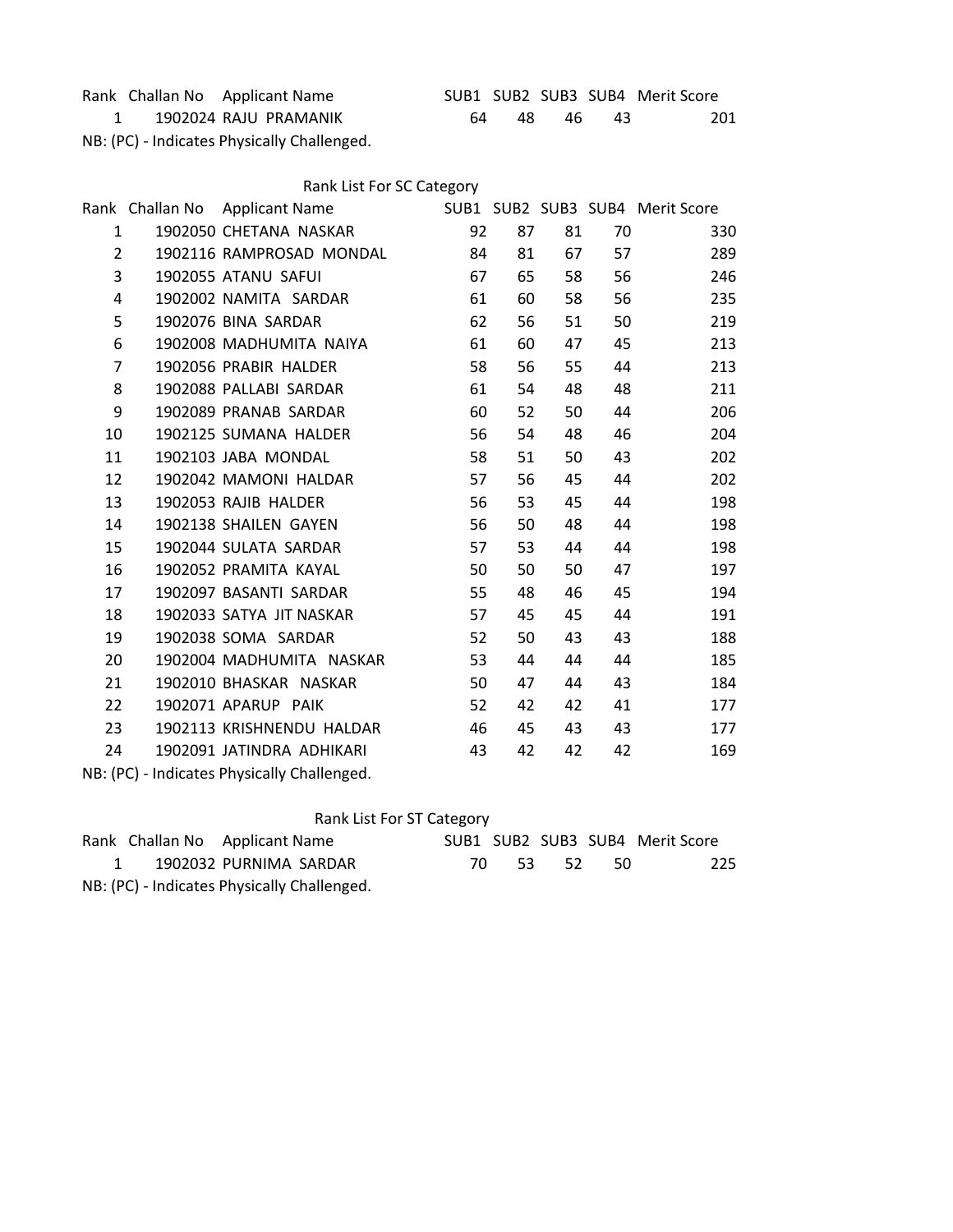| Rank | Challan No | Applicant Name | SUB1 | SUB2 | SUB3 | SUB4 | Merit Score |
|---|---|---|---|---|---|---|---|
| 1 | 1902024 | RAJU PRAMANIK | 64 | 48 | 46 | 43 | 201 |

NB: (PC) - Indicates Physically Challenged.

## Rank List For SC Category

| Rank | Challan No | Applicant Name | SUB1 | SUB2 | SUB3 | SUB4 | Merit Score |
|---|---|---|---|---|---|---|---|
| 1 | 1902050 | CHETANA NASKAR | 92 | 87 | 81 | 70 | 330 |
| 2 | 1902116 | RAMPROSAD MONDAL | 84 | 81 | 67 | 57 | 289 |
| 3 | 1902055 | ATANU SAFUI | 67 | 65 | 58 | 56 | 246 |
| 4 | 1902002 | NAMITA SARDAR | 61 | 60 | 58 | 56 | 235 |
| 5 | 1902076 | BINA SARDAR | 62 | 56 | 51 | 50 | 219 |
| 6 | 1902008 | MADHUMITA NAIYA | 61 | 60 | 47 | 45 | 213 |
| 7 | 1902056 | PRABIR HALDER | 58 | 56 | 55 | 44 | 213 |
| 8 | 1902088 | PALLABI SARDAR | 61 | 54 | 48 | 48 | 211 |
| 9 | 1902089 | PRANAB SARDAR | 60 | 52 | 50 | 44 | 206 |
| 10 | 1902125 | SUMANA HALDER | 56 | 54 | 48 | 46 | 204 |
| 11 | 1902103 | JABA MONDAL | 58 | 51 | 50 | 43 | 202 |
| 12 | 1902042 | MAMONI HALDAR | 57 | 56 | 45 | 44 | 202 |
| 13 | 1902053 | RAJIB HALDER | 56 | 53 | 45 | 44 | 198 |
| 14 | 1902138 | SHAILEN GAYEN | 56 | 50 | 48 | 44 | 198 |
| 15 | 1902044 | SULATA SARDAR | 57 | 53 | 44 | 44 | 198 |
| 16 | 1902052 | PRAMITA KAYAL | 50 | 50 | 50 | 47 | 197 |
| 17 | 1902097 | BASANTI SARDAR | 55 | 48 | 46 | 45 | 194 |
| 18 | 1902033 | SATYA JIT NASKAR | 57 | 45 | 45 | 44 | 191 |
| 19 | 1902038 | SOMA SARDAR | 52 | 50 | 43 | 43 | 188 |
| 20 | 1902004 | MADHUMITA NASKAR | 53 | 44 | 44 | 44 | 185 |
| 21 | 1902010 | BHASKAR NASKAR | 50 | 47 | 44 | 43 | 184 |
| 22 | 1902071 | APARUP PAIK | 52 | 42 | 42 | 41 | 177 |
| 23 | 1902113 | KRISHNENDU HALDAR | 46 | 45 | 43 | 43 | 177 |
| 24 | 1902091 | JATINDRA ADHIKARI | 43 | 42 | 42 | 42 | 169 |

NB: (PC) - Indicates Physically Challenged.

## Rank List For ST Category

| Rank | Challan No | Applicant Name | SUB1 | SUB2 | SUB3 | SUB4 | Merit Score |
|---|---|---|---|---|---|---|---|
| 1 | 1902032 | PURNIMA SARDAR | 70 | 53 | 52 | 50 | 225 |

NB: (PC) - Indicates Physically Challenged.